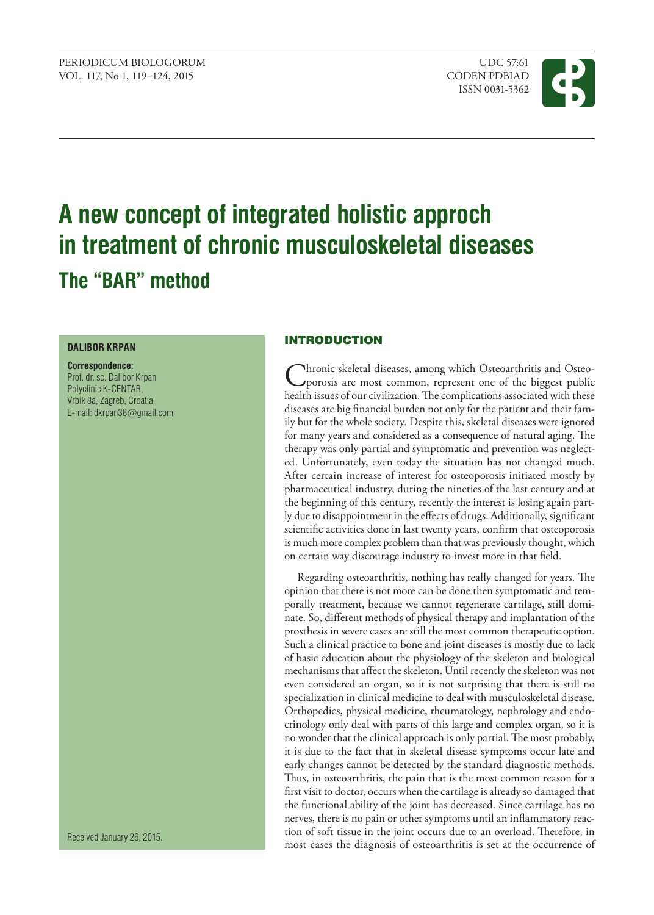# A new concept of integrated holistic approch in treatment of chronic musculoskeletal diseases

## The "BAR" method

**DALIBOR KRPAN**

**Correspondence:**
Prof. dr. sc. Dalibor Krpan
Polyclinic K-CENTAR,
Vrbik 8a, Zagreb, Croatia
E-mail: dkrpan38@gmail.com

Received January 26, 2015.

## INTRODUCTION

Chronic skeletal diseases, among which Osteoarthritis and Osteoporosis are most common, represent one of the biggest public health issues of our civilization. The complications associated with these diseases are big financial burden not only for the patient and their family but for the whole society. Despite this, skeletal diseases were ignored for many years and considered as a consequence of natural aging. The therapy was only partial and symptomatic and prevention was neglected. Unfortunately, even today the situation has not changed much. After certain increase of interest for osteoporosis initiated mostly by pharmaceutical industry, during the nineties of the last century and at the beginning of this century, recently the interest is losing again partly due to disappointment in the effects of drugs. Additionally, significant scientific activities done in last twenty years, confirm that osteoporosis is much more complex problem than that was previously thought, which on certain way discourage industry to invest more in that field.

Regarding osteoarthritis, nothing has really changed for years. The opinion that there is not more can be done then symptomatic and temporally treatment, because we cannot regenerate cartilage, still dominate. So, different methods of physical therapy and implantation of the prosthesis in severe cases are still the most common therapeutic option. Such a clinical practice to bone and joint diseases is mostly due to lack of basic education about the physiology of the skeleton and biological mechanisms that affect the skeleton. Until recently the skeleton was not even considered an organ, so it is not surprising that there is still no specialization in clinical medicine to deal with musculoskeletal disease. Orthopedics, physical medicine, rheumatology, nephrology and endocrinology only deal with parts of this large and complex organ, so it is no wonder that the clinical approach is only partial. The most probably, it is due to the fact that in skeletal disease symptoms occur late and early changes cannot be detected by the standard diagnostic methods. Thus, in osteoarthritis, the pain that is the most common reason for a first visit to doctor, occurs when the cartilage is already so damaged that the functional ability of the joint has decreased. Since cartilage has no nerves, there is no pain or other symptoms until an inflammatory reaction of soft tissue in the joint occurs due to an overload. Therefore, in most cases the diagnosis of osteoarthritis is set at the occurrence of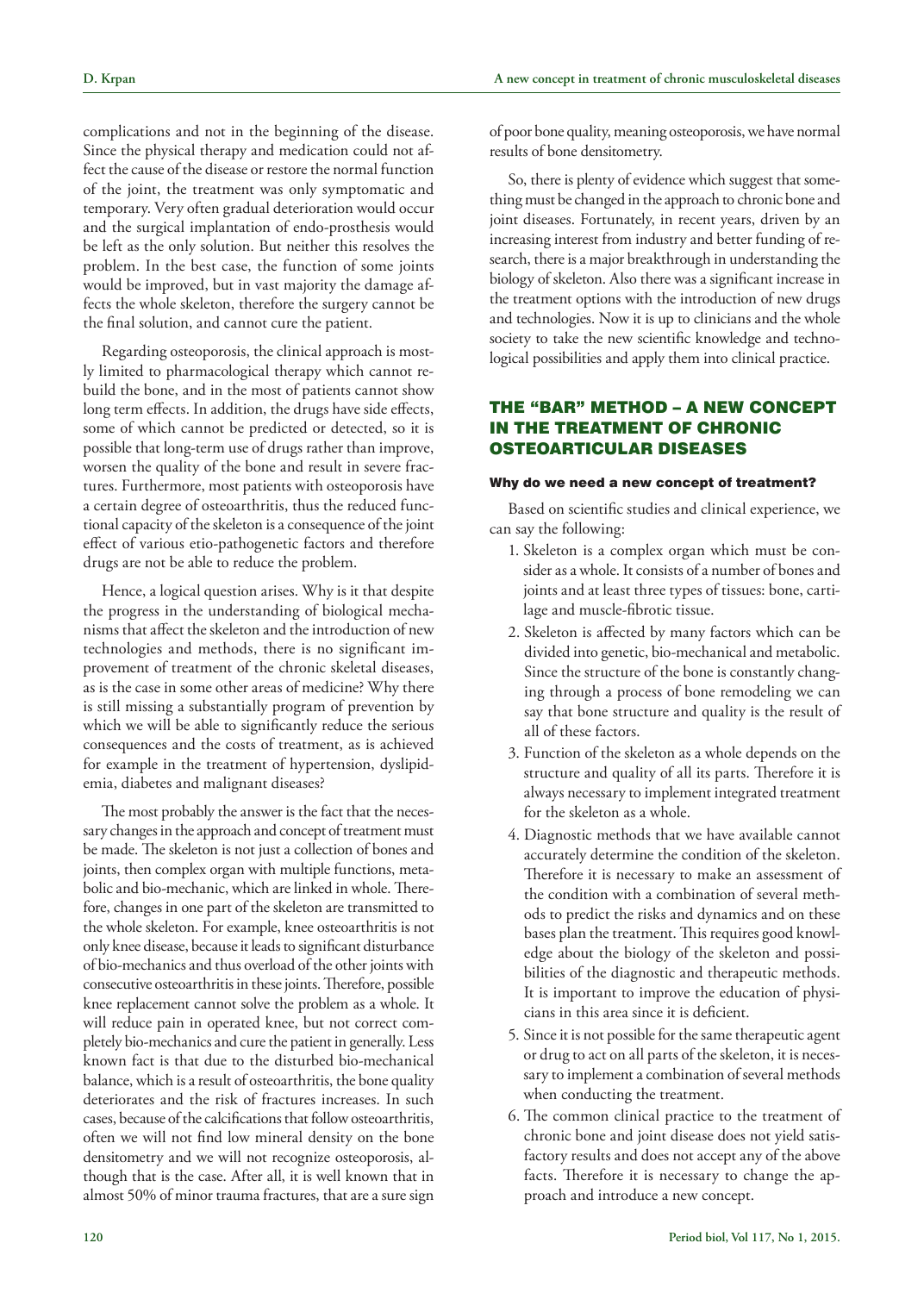complications and not in the beginning of the disease. Since the physical therapy and medication could not affect the cause of the disease or restore the normal function of the joint, the treatment was only symptomatic and temporary. Very often gradual deterioration would occur and the surgical implantation of endo-prosthesis would be left as the only solution. But neither this resolves the problem. In the best case, the function of some joints would be improved, but in vast majority the damage affects the whole skeleton, therefore the surgery cannot be the final solution, and cannot cure the patient.

Regarding osteoporosis, the clinical approach is mostly limited to pharmacological therapy which cannot rebuild the bone, and in the most of patients cannot show long term effects. In addition, the drugs have side effects, some of which cannot be predicted or detected, so it is possible that long-term use of drugs rather than improve, worsen the quality of the bone and result in severe fractures. Furthermore, most patients with osteoporosis have a certain degree of osteoarthritis, thus the reduced functional capacity of the skeleton is a consequence of the joint effect of various etio-pathogenetic factors and therefore drugs are not be able to reduce the problem.

Hence, a logical question arises. Why is it that despite the progress in the understanding of biological mechanisms that affect the skeleton and the introduction of new technologies and methods, there is no significant improvement of treatment of the chronic skeletal diseases, as is the case in some other areas of medicine? Why there is still missing a substantially program of prevention by which we will be able to significantly reduce the serious consequences and the costs of treatment, as is achieved for example in the treatment of hypertension, dyslipidemia, diabetes and malignant diseases?

The most probably the answer is the fact that the necessary changes in the approach and concept of treatment must be made. The skeleton is not just a collection of bones and joints, then complex organ with multiple functions, metabolic and bio-mechanic, which are linked in whole. Therefore, changes in one part of the skeleton are transmitted to the whole skeleton. For example, knee osteoarthritis is not only knee disease, because it leads to significant disturbance of bio-mechanics and thus overload of the other joints with consecutive osteoarthritis in these joints. Therefore, possible knee replacement cannot solve the problem as a whole. It will reduce pain in operated knee, but not correct completely bio-mechanics and cure the patient in generally. Less known fact is that due to the disturbed bio-mechanical balance, which is a result of osteoarthritis, the bone quality deteriorates and the risk of fractures increases. In such cases, because of the calcifications that follow osteoarthritis, often we will not find low mineral density on the bone densitometry and we will not recognize osteoporosis, although that is the case. After all, it is well known that in almost 50% of minor trauma fractures, that are a sure sign of poor bone quality, meaning osteoporosis, we have normal results of bone densitometry.

So, there is plenty of evidence which suggest that something must be changed in the approach to chronic bone and joint diseases. Fortunately, in recent years, driven by an increasing interest from industry and better funding of research, there is a major breakthrough in understanding the biology of skeleton. Also there was a significant increase in the treatment options with the introduction of new drugs and technologies. Now it is up to clinicians and the whole society to take the new scientific knowledge and technological possibilities and apply them into clinical practice.

## THE "BAR" METHOD – A NEW CONCEPT IN THE TREATMENT OF CHRONIC OSTEOARTICULAR DISEASES

### Why do we need a new concept of treatment?

Based on scientific studies and clinical experience, we can say the following:

1. Skeleton is a complex organ which must be consider as a whole. It consists of a number of bones and joints and at least three types of tissues: bone, cartilage and muscle-fibrotic tissue.
2. Skeleton is affected by many factors which can be divided into genetic, bio-mechanical and metabolic. Since the structure of the bone is constantly changing through a process of bone remodeling we can say that bone structure and quality is the result of all of these factors.
3. Function of the skeleton as a whole depends on the structure and quality of all its parts. Therefore it is always necessary to implement integrated treatment for the skeleton as a whole.
4. Diagnostic methods that we have available cannot accurately determine the condition of the skeleton. Therefore it is necessary to make an assessment of the condition with a combination of several methods to predict the risks and dynamics and on these bases plan the treatment. This requires good knowledge about the biology of the skeleton and possibilities of the diagnostic and therapeutic methods. It is important to improve the education of physicians in this area since it is deficient.
5. Since it is not possible for the same therapeutic agent or drug to act on all parts of the skeleton, it is necessary to implement a combination of several methods when conducting the treatment.
6. The common clinical practice to the treatment of chronic bone and joint disease does not yield satisfactory results and does not accept any of the above facts. Therefore it is necessary to change the approach and introduce a new concept.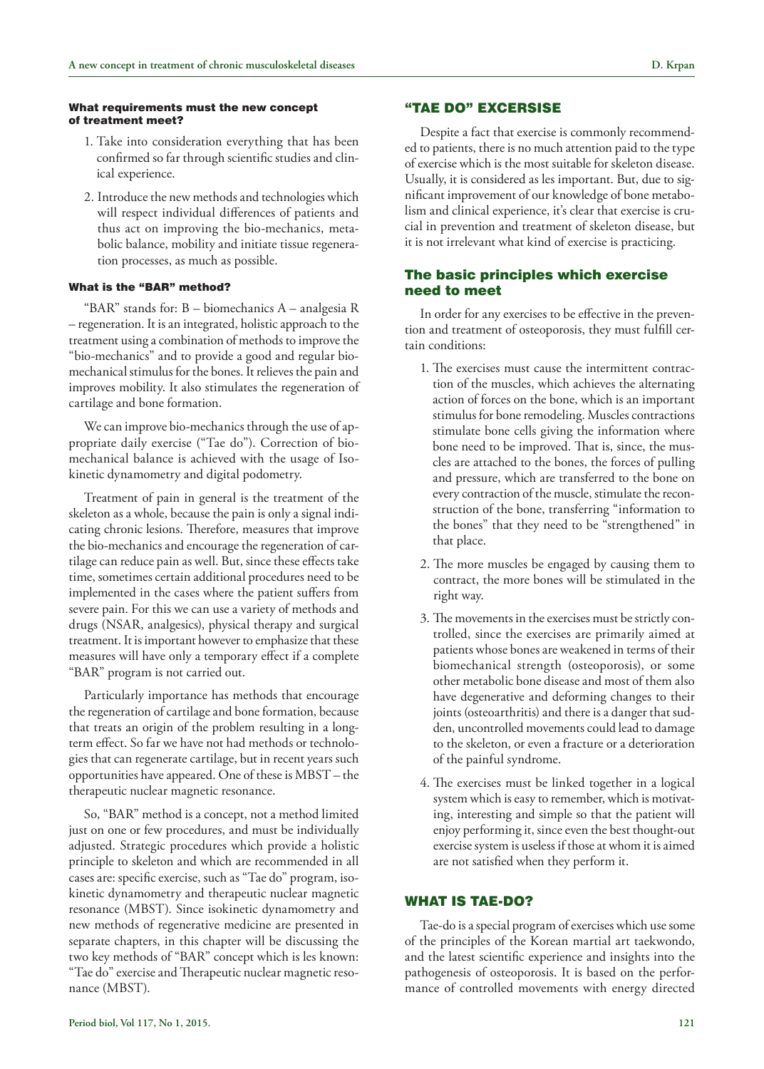### What requirements must the new concept of treatment meet?

1. Take into consideration everything that has been confirmed so far through scientific studies and clinical experience.
2. Introduce the new methods and technologies which will respect individual differences of patients and thus act on improving the bio-mechanics, metabolic balance, mobility and initiate tissue regeneration processes, as much as possible.

### What is the "BAR" method?

"BAR" stands for: B – biomechanics A – analgesia R – regeneration. It is an integrated, holistic approach to the treatment using a combination of methods to improve the "bio-mechanics" and to provide a good and regular biomechanical stimulus for the bones. It relieves the pain and improves mobility. It also stimulates the regeneration of cartilage and bone formation.

We can improve bio-mechanics through the use of appropriate daily exercise ("Tae do"). Correction of biomechanical balance is achieved with the usage of Isokinetic dynamometry and digital podometry.

Treatment of pain in general is the treatment of the skeleton as a whole, because the pain is only a signal indicating chronic lesions. Therefore, measures that improve the bio-mechanics and encourage the regeneration of cartilage can reduce pain as well. But, since these effects take time, sometimes certain additional procedures need to be implemented in the cases where the patient suffers from severe pain. For this we can use a variety of methods and drugs (NSAR, analgesics), physical therapy and surgical treatment. It is important however to emphasize that these measures will have only a temporary effect if a complete "BAR" program is not carried out.

Particularly importance has methods that encourage the regeneration of cartilage and bone formation, because that treats an origin of the problem resulting in a long-term effect. So far we have not had methods or technologies that can regenerate cartilage, but in recent years such opportunities have appeared. One of these is MBST – the therapeutic nuclear magnetic resonance.

So, "BAR" method is a concept, not a method limited just on one or few procedures, and must be individually adjusted. Strategic procedures which provide a holistic principle to skeleton and which are recommended in all cases are: specific exercise, such as "Tae do" program, isokinetic dynamometry and therapeutic nuclear magnetic resonance (MBST). Since isokinetic dynamometry and new methods of regenerative medicine are presented in separate chapters, in this chapter will be discussing the two key methods of "BAR" concept which is les known: "Tae do" exercise and Therapeutic nuclear magnetic resonance (MBST).

## "TAE DO" EXCERSISE

Despite a fact that exercise is commonly recommended to patients, there is no much attention paid to the type of exercise which is the most suitable for skeleton disease. Usually, it is considered as les important. But, due to significant improvement of our knowledge of bone metabolism and clinical experience, it's clear that exercise is crucial in prevention and treatment of skeleton disease, but it is not irrelevant what kind of exercise is practicing.

### The basic principles which exercise need to meet

In order for any exercises to be effective in the prevention and treatment of osteoporosis, they must fulfill certain conditions:

1. The exercises must cause the intermittent contraction of the muscles, which achieves the alternating action of forces on the bone, which is an important stimulus for bone remodeling. Muscles contractions stimulate bone cells giving the information where bone need to be improved. That is, since, the muscles are attached to the bones, the forces of pulling and pressure, which are transferred to the bone on every contraction of the muscle, stimulate the reconstruction of the bone, transferring "information to the bones" that they need to be "strengthened" in that place.
2. The more muscles be engaged by causing them to contract, the more bones will be stimulated in the right way.
3. The movements in the exercises must be strictly controlled, since the exercises are primarily aimed at patients whose bones are weakened in terms of their biomechanical strength (osteoporosis), or some other metabolic bone disease and most of them also have degenerative and deforming changes to their joints (osteoarthritis) and there is a danger that sudden, uncontrolled movements could lead to damage to the skeleton, or even a fracture or a deterioration of the painful syndrome.
4. The exercises must be linked together in a logical system which is easy to remember, which is motivating, interesting and simple so that the patient will enjoy performing it, since even the best thought-out exercise system is useless if those at whom it is aimed are not satisfied when they perform it.

## WHAT IS TAE-DO?

Tae-do is a special program of exercises which use some of the principles of the Korean martial art taekwondo, and the latest scientific experience and insights into the pathogenesis of osteoporosis. It is based on the performance of controlled movements with energy directed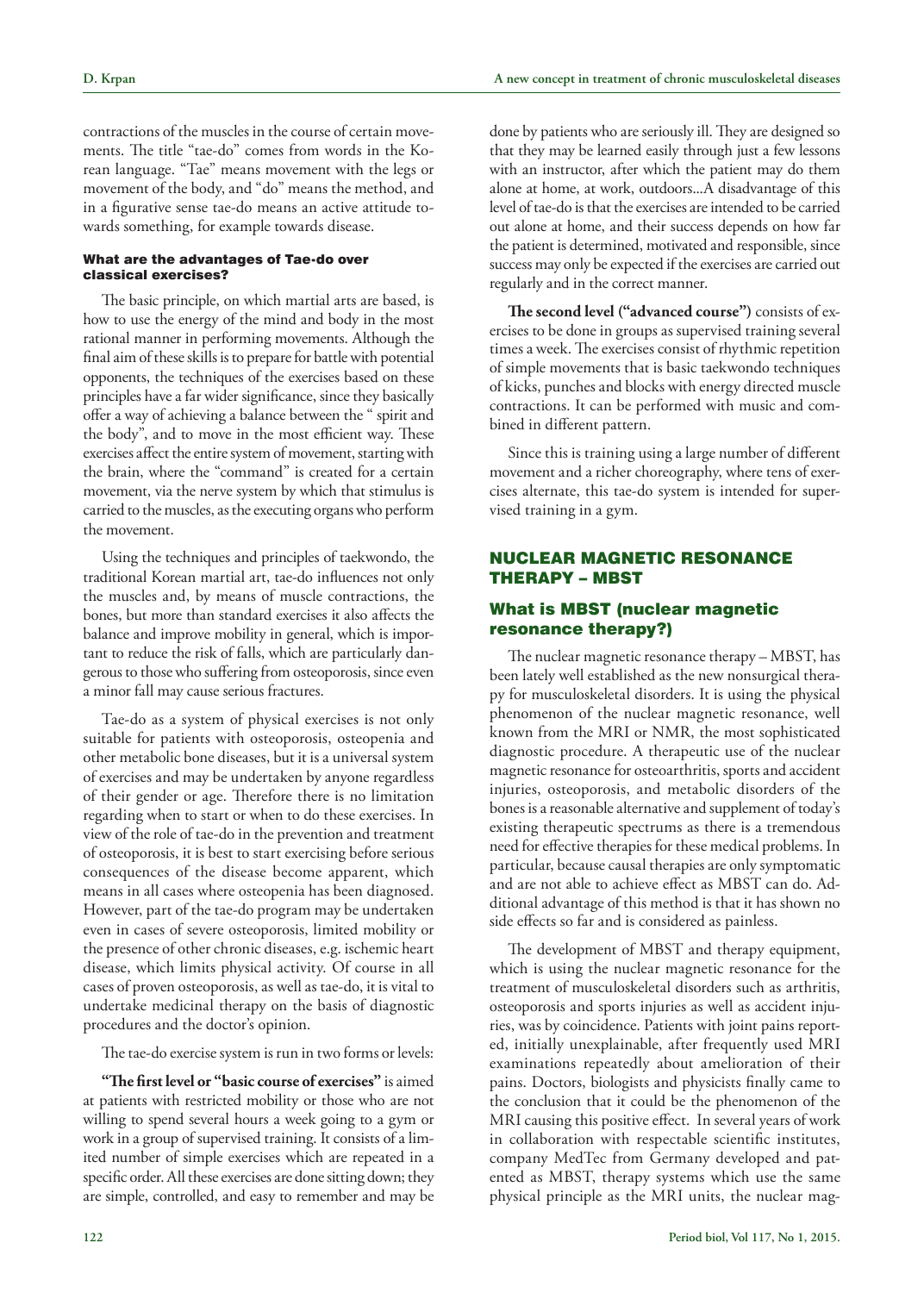contractions of the muscles in the course of certain movements. The title "tae-do" comes from words in the Korean language. "Tae" means movement with the legs or movement of the body, and "do" means the method, and in a figurative sense tae-do means an active attitude towards something, for example towards disease.

#### What are the advantages of Tae-do over classical exercises?

The basic principle, on which martial arts are based, is how to use the energy of the mind and body in the most rational manner in performing movements. Although the final aim of these skills is to prepare for battle with potential opponents, the techniques of the exercises based on these principles have a far wider significance, since they basically offer a way of achieving a balance between the " spirit and the body", and to move in the most efficient way. These exercises affect the entire system of movement, starting with the brain, where the "command" is created for a certain movement, via the nerve system by which that stimulus is carried to the muscles, as the executing organs who perform the movement.

Using the techniques and principles of taekwondo, the traditional Korean martial art, tae-do influences not only the muscles and, by means of muscle contractions, the bones, but more than standard exercises it also affects the balance and improve mobility in general, which is important to reduce the risk of falls, which are particularly dangerous to those who suffering from osteoporosis, since even a minor fall may cause serious fractures.

Tae-do as a system of physical exercises is not only suitable for patients with osteoporosis, osteopenia and other metabolic bone diseases, but it is a universal system of exercises and may be undertaken by anyone regardless of their gender or age. Therefore there is no limitation regarding when to start or when to do these exercises. In view of the role of tae-do in the prevention and treatment of osteoporosis, it is best to start exercising before serious consequences of the disease become apparent, which means in all cases where osteopenia has been diagnosed. However, part of the tae-do program may be undertaken even in cases of severe osteoporosis, limited mobility or the presence of other chronic diseases, e.g. ischemic heart disease, which limits physical activity. Of course in all cases of proven osteoporosis, as well as tae-do, it is vital to undertake medicinal therapy on the basis of diagnostic procedures and the doctor's opinion.

The tae-do exercise system is run in two forms or levels:

**"The first level or "basic course of exercises"** is aimed at patients with restricted mobility or those who are not willing to spend several hours a week going to a gym or work in a group of supervised training. It consists of a limited number of simple exercises which are repeated in a specific order. All these exercises are done sitting down; they are simple, controlled, and easy to remember and may be done by patients who are seriously ill. They are designed so that they may be learned easily through just a few lessons with an instructor, after which the patient may do them alone at home, at work, outdoors...A disadvantage of this level of tae-do is that the exercises are intended to be carried out alone at home, and their success depends on how far the patient is determined, motivated and responsible, since success may only be expected if the exercises are carried out regularly and in the correct manner.

**The second level ("advanced course")** consists of exercises to be done in groups as supervised training several times a week. The exercises consist of rhythmic repetition of simple movements that is basic taekwondo techniques of kicks, punches and blocks with energy directed muscle contractions. It can be performed with music and combined in different pattern.

Since this is training using a large number of different movement and a richer choreography, where tens of exercises alternate, this tae-do system is intended for supervised training in a gym.

## NUCLEAR MAGNETIC RESONANCE THERAPY – MBST

### What is MBST (nuclear magnetic resonance therapy?)

The nuclear magnetic resonance therapy – MBST, has been lately well established as the new nonsurgical therapy for musculoskeletal disorders. It is using the physical phenomenon of the nuclear magnetic resonance, well known from the MRI or NMR, the most sophisticated diagnostic procedure. A therapeutic use of the nuclear magnetic resonance for osteoarthritis, sports and accident injuries, osteoporosis, and metabolic disorders of the bones is a reasonable alternative and supplement of today's existing therapeutic spectrums as there is a tremendous need for effective therapies for these medical problems. In particular, because causal therapies are only symptomatic and are not able to achieve effect as MBST can do. Additional advantage of this method is that it has shown no side effects so far and is considered as painless.

The development of MBST and therapy equipment, which is using the nuclear magnetic resonance for the treatment of musculoskeletal disorders such as arthritis, osteoporosis and sports injuries as well as accident injuries, was by coincidence. Patients with joint pains reported, initially unexplainable, after frequently used MRI examinations repeatedly about amelioration of their pains. Doctors, biologists and physicists finally came to the conclusion that it could be the phenomenon of the MRI causing this positive effect. In several years of work in collaboration with respectable scientific institutes, company MedTec from Germany developed and patented as MBST, therapy systems which use the same physical principle as the MRI units, the nuclear mag-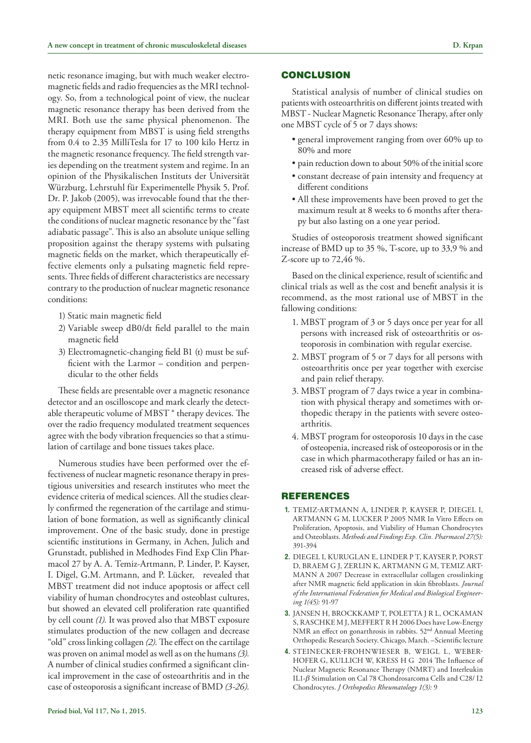netic resonance imaging, but with much weaker electromagnetic fields and radio frequencies as the MRI technology. So, from a technological point of view, the nuclear magnetic resonance therapy has been derived from the MRI. Both use the same physical phenomenon. The therapy equipment from MBST is using field strengths from 0.4 to 2.35 MilliTesla for 17 to 100 kilo Hertz in the magnetic resonance frequency. The field strength varies depending on the treatment system and regime. In an opinion of the Physikalischen Instituts der Universität Würzburg, Lehrstuhl für Experimentelle Physik 5, Prof. Dr. P. Jakob (2005), was irrevocable found that the therapy equipment MBST meet all scientific terms to create the conditions of nuclear magnetic resonance by the "fast adiabatic passage". This is also an absolute unique selling proposition against the therapy systems with pulsating magnetic fields on the market, which therapeutically effective elements only a pulsating magnetic field represents. Three fields of different characteristics are necessary contrary to the production of nuclear magnetic resonance conditions:

1) Static main magnetic field
2) Variable sweep dB0/dt field parallel to the main magnetic field
3) Electromagnetic-changing field B1 (t) must be sufficient with the Larmor – condition and perpendicular to the other fields

These fields are presentable over a magnetic resonance detector and an oscilloscope and mark clearly the detectable therapeutic volume of MBST ® therapy devices. The over the radio frequency modulated treatment sequences agree with the body vibration frequencies so that a stimulation of cartilage and bone tissues takes place.

Numerous studies have been performed over the effectiveness of nuclear magnetic resonance therapy in prestigious universities and research institutes who meet the evidence criteria of medical sciences. All the studies clearly confirmed the regeneration of the cartilage and stimulation of bone formation, as well as significantly clinical improvement. One of the basic study, done in prestige scientific institutions in Germany, in Achen, Julich and Grunstadt, published in Medhodes Find Exp Clin Pharmacol 27 by A. A. Temiz-Artmann, P. Linder, P. Kayser, I. Digel, G.M. Artmann, and P. Lücker, revealed that MBST treatment did not induce apoptosis or affect cell viability of human chondrocytes and osteoblast cultures, but showed an elevated cell proliferation rate quantified by cell count *(1).* It was proved also that MBST exposure stimulates production of the new collagen and decrease "old" cross linking collagen *(2).* The effect on the cartilage was proven on animal model as well as on the humans *(3).* A number of clinical studies confirmed a significant clinical improvement in the case of osteoarthritis and in the case of osteoporosis a significant increase of BMD *(3-26).*

## CONCLUSION

Statistical analysis of number of clinical studies on patients with osteoarthritis on different joints treated with MBST - Nuclear Magnetic Resonance Therapy, after only one MBST cycle of 5 or 7 days shows:

- general improvement ranging from over 60% up to 80% and more
- pain reduction down to about 50% of the initial score
- constant decrease of pain intensity and frequency at different conditions
- All these improvements have been proved to get the maximum result at 8 weeks to 6 months after therapy but also lasting on a one year period.

Studies of osteoporosis treatment showed significant increase of BMD up to 35 %, T-score, up to 33,9 % and Z-score up to 72,46 %.

Based on the clinical experience, result of scientific and clinical trials as well as the cost and benefit analysis it is recommend, as the most rational use of MBST in the fallowing conditions:

1. MBST program of 3 or 5 days once per year for all persons with increased risk of osteoarthritis or osteoporosis in combination with regular exercise.
2. MBST program of 5 or 7 days for all persons with osteoarthritis once per year together with exercise and pain relief therapy.
3. MBST program of 7 days twice a year in combination with physical therapy and sometimes with orthopedic therapy in the patients with severe osteoarthritis.
4. MBST program for osteoporosis 10 days in the case of osteopenia, increased risk of osteoporosis or in the case in which pharmacotherapy failed or has an increased risk of adverse effect.

## REFERENCES

1. TEMIZ-ARTMANN A, LINDER P, KAYSER P, DIEGEL I, ARTMANN G M, LUCKER P 2005 NMR In Vitro Effects on Proliferation, Apoptosis, and Viability of Human Chondrocytes and Osteoblasts. *Methods and Findings Exp. Clin. Pharmacol 27(5):* 391-394
2. DIEGEL I, KURUGLAN E, LINDER P T, KAYSER P, PORST D, BRAEM G J, ZERLIN K, ARTMANN G M, TEMIZ ARTMANN A 2007 Decrease in extracellular collagen crosslinking after NMR magnetic field application in skin fibroblasts. *Journal of the International Federation for Medical and Biological Engineering 1(45):* 91-97
3. JANSEN H, BROCKKAMP T, POLETTA J R L, OCKAMAN S, RASCHKE M J, MEFFERT R H 2006 Does have Low-Energy NMR an effect on gonarthrosis in rabbits. 52nd Annual Meeting Orthopedic Research Society. Chicago, March. –Scientific lecture
4. STEINECKER-FROHNWIESER B, WEIGL L, WEBER-HOFER G, KULLICH W, KRESS H G 2014 The Influence of Nuclear Magnetic Resonance Therapy (NMRT) and Interleukin IL1-$\beta$ Stimulation on Cal 78 Chondrosarcoma Cells and C28/ I2 Chondrocytes. *J Orthopedics Rheumatology 1(3):* 9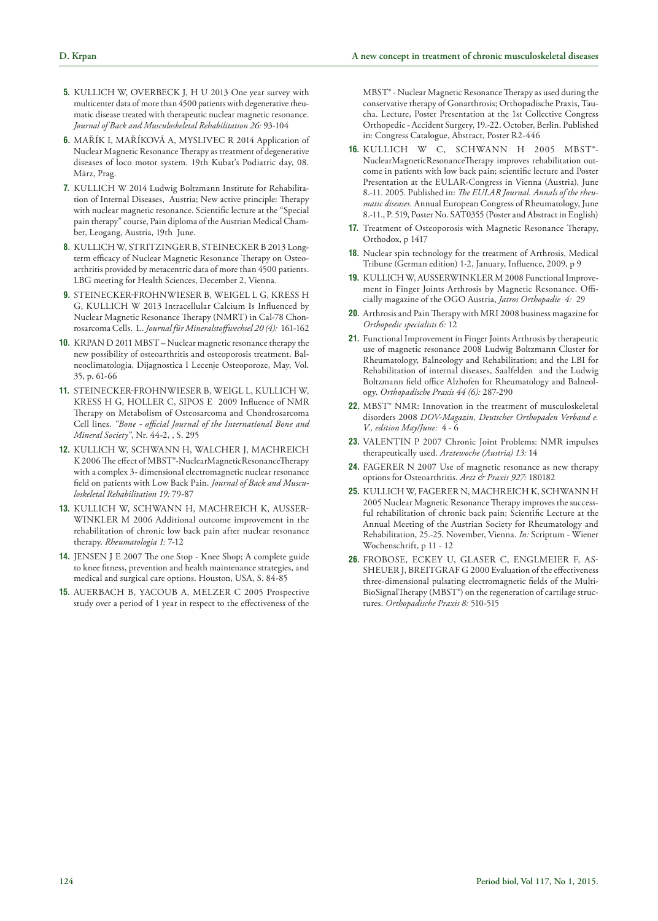5. KULLICH W, OVERBECK J, H U 2013 One year survey with multicenter data of more than 4500 patients with degenerative rheumatic disease treated with therapeutic nuclear magnetic resonance. *Journal of Back and Musculoskeletal Rehabilitation 26:* 93-104
6. MAŘÍK I, MAŘÍKOVÁ A, MYSLIVEC R 2014 Application of Nuclear Magnetic Resonance Therapy as treatment of degenerative diseases of loco motor system. 19th Kubat's Podiatric day, 08. März, Prag.
7. KULLICH W 2014 Ludwig Boltzmann Institute for Rehabilitation of Internal Diseases, Austria; New active principle: Therapy with nuclear magnetic resonance. Scientific lecture at the "Special pain therapy" course, Pain diploma of the Austrian Medical Chamber, Leogang, Austria, 19th June.
8. KULLICH W, STRITZINGER B, STEINECKER B 2013 Long-term efficacy of Nuclear Magnetic Resonance Therapy on Osteoarthritis provided by metacentric data of more than 4500 patients. LBG meeting for Health Sciences, December 2, Vienna.
9. STEINECKER-FROHNWIESER B, WEIGEL L G, KRESS H G, KULLICH W 2013 Intracellular Calcium Is Influenced by Nuclear Magnetic Resonance Therapy (NMRT) in Cal-78 Chonrosarcoma Cells. L. *Journal für Mineralstoffwechsel 20 (4):* 161-162
10. KRPAN D 2011 MBST – Nuclear magnetic resonance therapy the new possibility of osteoarthritis and osteoporosis treatment. Balneoclimatologia, Dijagnostica I Lecenje Osteoporoze, May, Vol. 35, p. 61-66
11. STEINECKER-FROHNWIESER B, WEIGL L, KULLICH W, KRESS H G, HOLLER C, SIPOS E 2009 Influence of NMR Therapy on Metabolism of Osteosarcoma and Chondrosarcoma Cell lines. *"Bone - official Journal of the International Bone and Mineral Society"*, Nr. 44-2, , S. 295
12. KULLICH W, SCHWANN H, WALCHER J, MACHREICH K 2006 The effect of MBST®-NuclearMagneticResonanceTherapy with a complex 3- dimensional electromagnetic nuclear resonance field on patients with Low Back Pain. *Journal of Back and Musculoskeletal Rehabilitation 19:* 79-87
13. KULLICH W, SCHWANN H, MACHREICH K, AUSSERWINKLER M 2006 Additional outcome improvement in the rehabilitation of chronic low back pain after nuclear resonance therapy. *Rheumatologia 1:* 7-12
14. JENSEN J E 2007 The one Stop - Knee Shop; A complete guide to knee fitness, prevention and health maintenance strategies, and medical and surgical care options. Houston, USA, S. 84-85
15. AUERBACH B, YACOUB A, MELZER C 2005 Prospective study over a period of 1 year in respect to the effectiveness of the MBST® - Nuclear Magnetic Resonance Therapy as used during the conservative therapy of Gonarthrosis; Orthopadische Praxis, Taucha. Lecture, Poster Presentation at the 1st Collective Congress Orthopedic - Accident Surgery, 19.-22. October, Berlin. Published in: Congress Catalogue, Abstract, Poster R2-446
16. KULLICH W C, SCHWANN H 2005 MBST®-NuclearMagneticResonanceTherapy improves rehabilitation outcome in patients with low back pain; scientific lecture and Poster Presentation at the EULAR-Congress in Vienna (Austria), June 8.-11. 2005. Published in: *The EULAR Journal. Annals of the rheumatic diseases.* Annual European Congress of Rheumatology, June 8.-11., P. 519, Poster No. SAT0355 (Poster and Abstract in English)
17. Treatment of Osteoporosis with Magnetic Resonance Therapy, Orthodox, p 1417
18. Nuclear spin technology for the treatment of Arthrosis, Medical Tribune (German edition) 1-2, January, Influence, 2009, p 9
19. KULLICH W, AUSSERWINKLER M 2008 Functional Improvement in Finger Joints Arthrosis by Magnetic Resonance. Officially magazine of the OGO Austria, *Jatros Orthopadie 4:* 29
20. Arthrosis and Pain Therapy with MRI 2008 business magazine for *Orthopedic specialists 6:* 12
21. Functional Improvement in Finger Joints Arthrosis by therapeutic use of magnetic resonance 2008 Ludwig Boltzmann Cluster for Rheumatology, Balneology and Rehabilitation; and the LBI for Rehabilitation of internal diseases, Saalfelden and the Ludwig Boltzmann field office Alzhofen for Rheumatology and Balneology. *Orthopadische Praxis 44 (6):* 287-290
22. MBST® NMR: Innovation in the treatment of musculoskeletal disorders 2008 *DOV-Magazin, Deutscher Orthopaden Verband e. V., edition May/June:* 4 - 6
23. VALENTIN P 2007 Chronic Joint Problems: NMR impulses therapeutically used. *Arztewoche (Austria) 13:* 14
24. FAGERER N 2007 Use of magnetic resonance as new therapy options for Osteoarthritis. *Arzt & Praxis 927:* 180182
25. KULLICH W, FAGERER N, MACHREICH K, SCHWANN H 2005 Nuclear Magnetic Resonance Therapy improves the successful rehabilitation of chronic back pain; Scientific Lecture at the Annual Meeting of the Austrian Society for Rheumatology and Rehabilitation, 25.-25. November, Vienna. *In:* Scriptum - Wiener Wochenschrift, p 11 - 12
26. FROBOSE, ECKEY U, GLASER C, ENGLMEIER F, ASSHEUER J, BREITGRAF G 2000 Evaluation of the effectiveness three-dimensional pulsating electromagnetic fields of the MultiBioSignalTherapy (MBST®) on the regeneration of cartilage structures. *Orthopadische Praxis 8:* 510-515